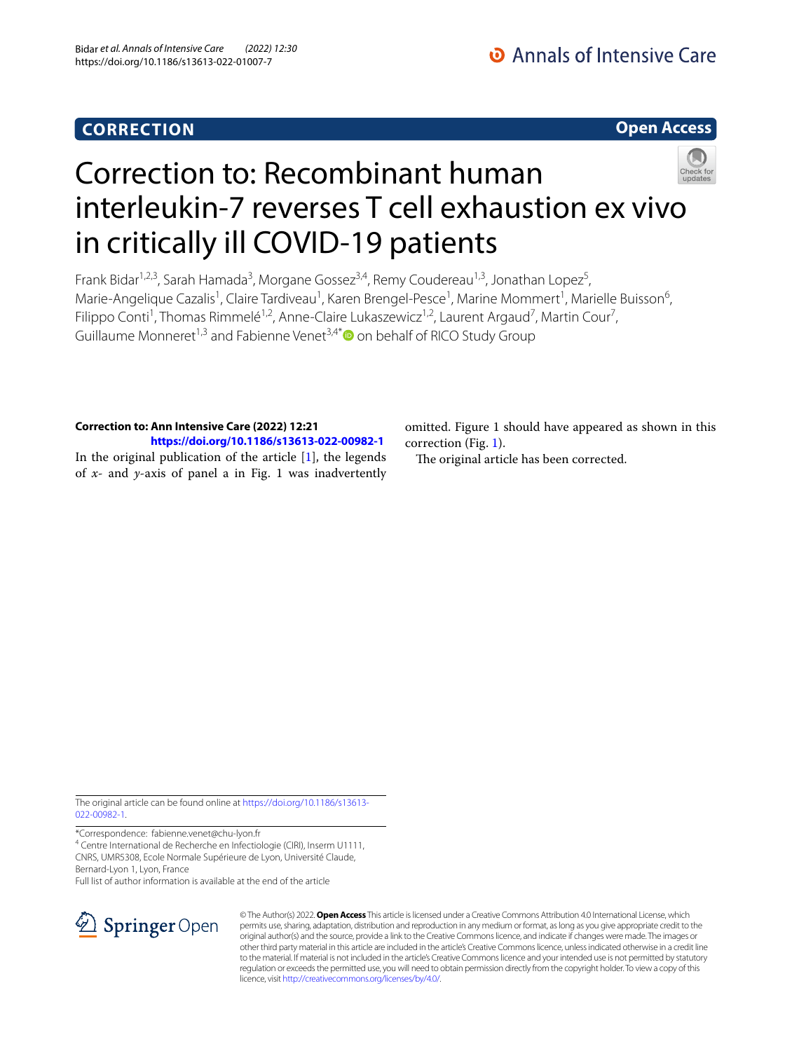**CORRECTION** **Open Access**

# Correction to: Recombinant human interleukin-7 reverses T cell exhaustion ex vivo in critically ill COVID-19 patients

Frank Bidar[1,2,3], Sarah Hamada[3], Morgane Gossez[3,4], Remy Coudereau[1,3], Jonathan Lopez[5], Marie-Angelique Cazalis[1], Claire Tardiveau[1], Karen Brengel-Pesce[1], Marine Mommert[1], Marielle Buisson[6], Filippo Conti[1], Thomas Rimmelé[1,2], Anne-Claire Lukaszewicz[1,2], Laurent Argaud[7], Martin Cour[7], Guillaume Monneret[1,3] and Fabienne Venet[3,4*] on behalf of RICO Study Group

**Correction to: Ann Intensive Care (2022) 12:21**
**https://doi.org/10.1186/s13613-022-00982-1**

In the original publication of the article [1], the legends of *x*- and *y*-axis of panel a in Fig. 1 was inadvertently omitted. Figure 1 should have appeared as shown in this correction (Fig. 1).

The original article has been corrected.

The original article can be found online at https://doi.org/10.1186/s13613-022-00982-1.

*Correspondence: fabienne.venet@chu-lyon.fr
[4] Centre International de Recherche en Infectiologie (CIRI), Inserm U1111, CNRS, UMR5308, Ecole Normale Supérieure de Lyon, Université Claude, Bernard-Lyon 1, Lyon, France
Full list of author information is available at the end of the article

© The Author(s) 2022. **Open Access** This article is licensed under a Creative Commons Attribution 4.0 International License, which permits use, sharing, adaptation, distribution and reproduction in any medium or format, as long as you give appropriate credit to the original author(s) and the source, provide a link to the Creative Commons licence, and indicate if changes were made. The images or other third party material in this article are included in the article's Creative Commons licence, unless indicated otherwise in a credit line to the material. If material is not included in the article's Creative Commons licence and your intended use is not permitted by statutory regulation or exceeds the permitted use, you will need to obtain permission directly from the copyright holder. To view a copy of this licence, visit http://creativecommons.org/licenses/by/4.0/.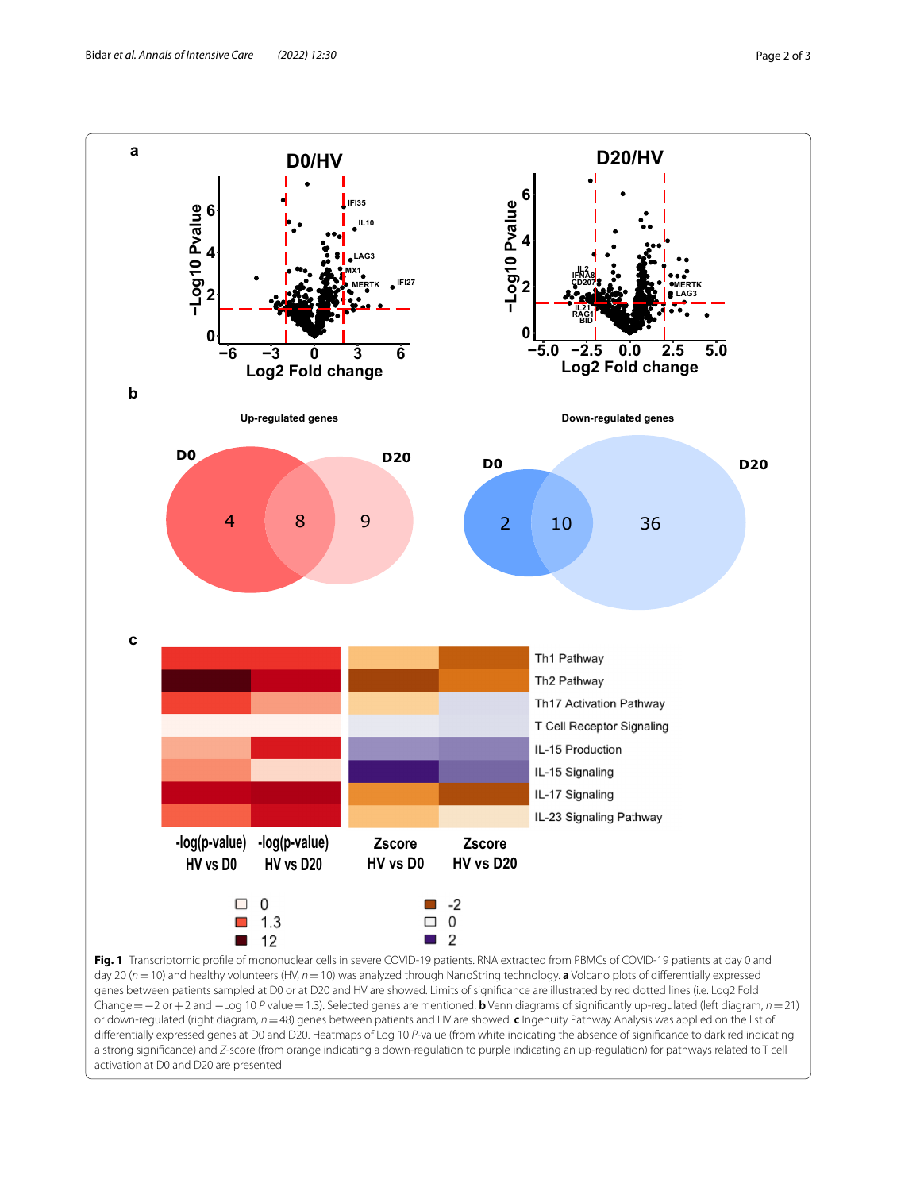**Fig. 1** Transcriptomic profile of mononuclear cells in severe COVID-19 patients. RNA extracted from PBMCs of COVID-19 patients at day 0 and day 20 ($n=10$) and healthy volunteers (HV, $n=10$) was analyzed through NanoString technology. **a** Volcano plots of differentially expressed genes between patients sampled at D0 or at D20 and HV are showed. Limits of significance are illustrated by red dotted lines (i.e. Log2 Fold Change = −2 or +2 and −Log 10 *P* value = 1.3). Selected genes are mentioned. **b** Venn diagrams of significantly up-regulated (left diagram, $n=21$) or down-regulated (right diagram, $n=48$) genes between patients and HV are showed. **c** Ingenuity Pathway Analysis was applied on the list of differentially expressed genes at D0 and D20. Heatmaps of Log 10 *P*-value (from white indicating the absence of significance to dark red indicating a strong significance) and *Z*-score (from orange indicating a down-regulation to purple indicating an up-regulation) for pathways related to T cell activation at D0 and D20 are presented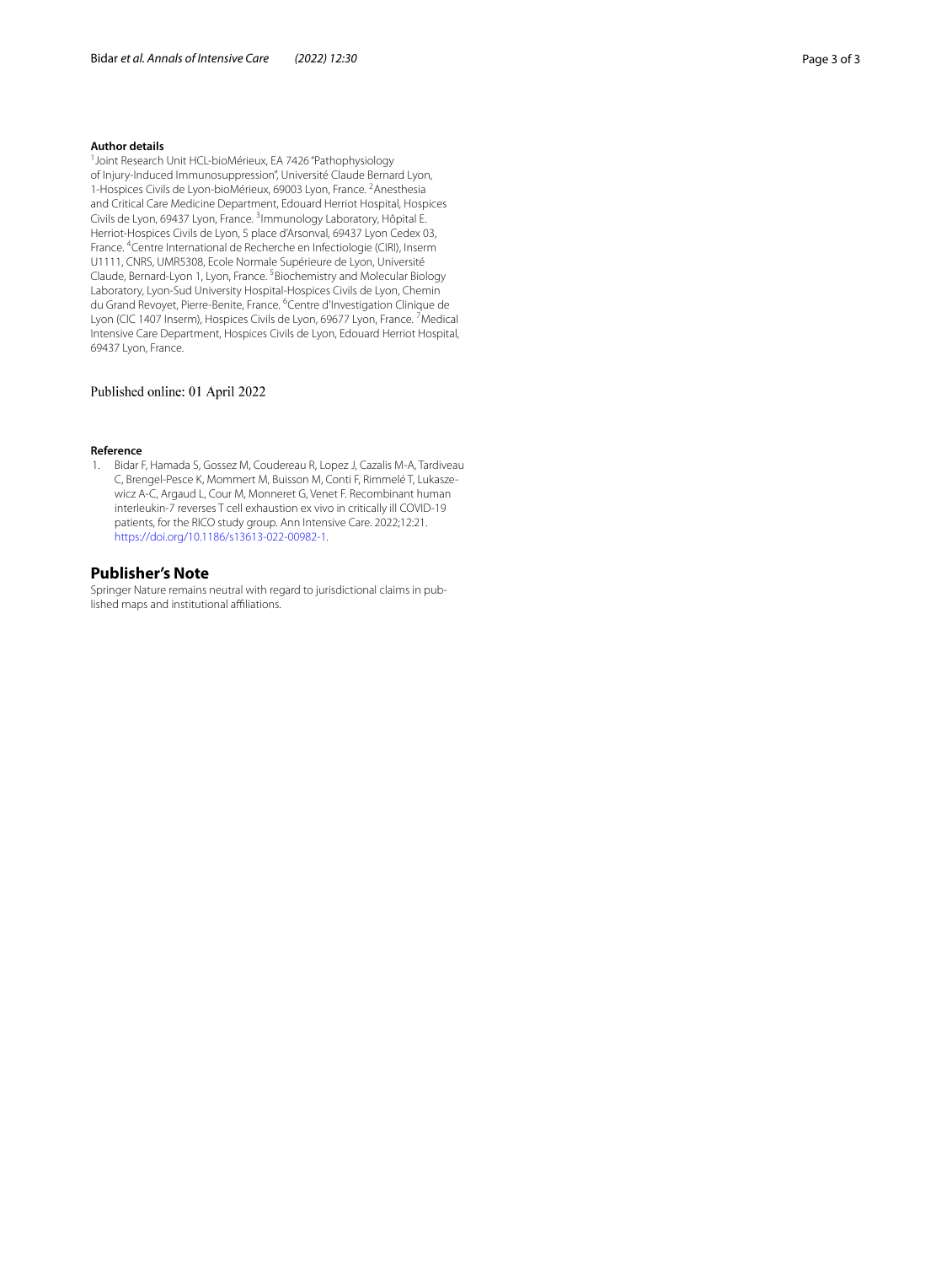### Author details

[1] Joint Research Unit HCL-bioMérieux, EA 7426 "Pathophysiology of Injury-Induced Immunosuppression", Université Claude Bernard Lyon, 1-Hospices Civils de Lyon-bioMérieux, 69003 Lyon, France. [2] Anesthesia and Critical Care Medicine Department, Edouard Herriot Hospital, Hospices Civils de Lyon, 69437 Lyon, France. [3] Immunology Laboratory, Hôpital E. Herriot-Hospices Civils de Lyon, 5 place d'Arsonval, 69437 Lyon Cedex 03, France. [4] Centre International de Recherche en Infectiologie (CIRI), Inserm U1111, CNRS, UMR5308, Ecole Normale Supérieure de Lyon, Université Claude, Bernard-Lyon 1, Lyon, France. [5] Biochemistry and Molecular Biology Laboratory, Lyon-Sud University Hospital-Hospices Civils de Lyon, Chemin du Grand Revoyet, Pierre-Benite, France. [6] Centre d'Investigation Clinique de Lyon (CIC 1407 Inserm), Hospices Civils de Lyon, 69677 Lyon, France. [7] Medical Intensive Care Department, Hospices Civils de Lyon, Edouard Herriot Hospital, 69437 Lyon, France.

Published online: 01 April 2022

### Reference

1. Bidar F, Hamada S, Gossez M, Coudereau R, Lopez J, Cazalis M-A, Tardiveau C, Brengel-Pesce K, Mommert M, Buisson M, Conti F, Rimmelé T, Lukaszewicz A-C, Argaud L, Cour M, Monneret G, Venet F. Recombinant human interleukin-7 reverses T cell exhaustion ex vivo in critically ill COVID-19 patients, for the RICO study group. Ann Intensive Care. 2022;12:21. https://doi.org/10.1186/s13613-022-00982-1.

## Publisher's Note

Springer Nature remains neutral with regard to jurisdictional claims in published maps and institutional affiliations.